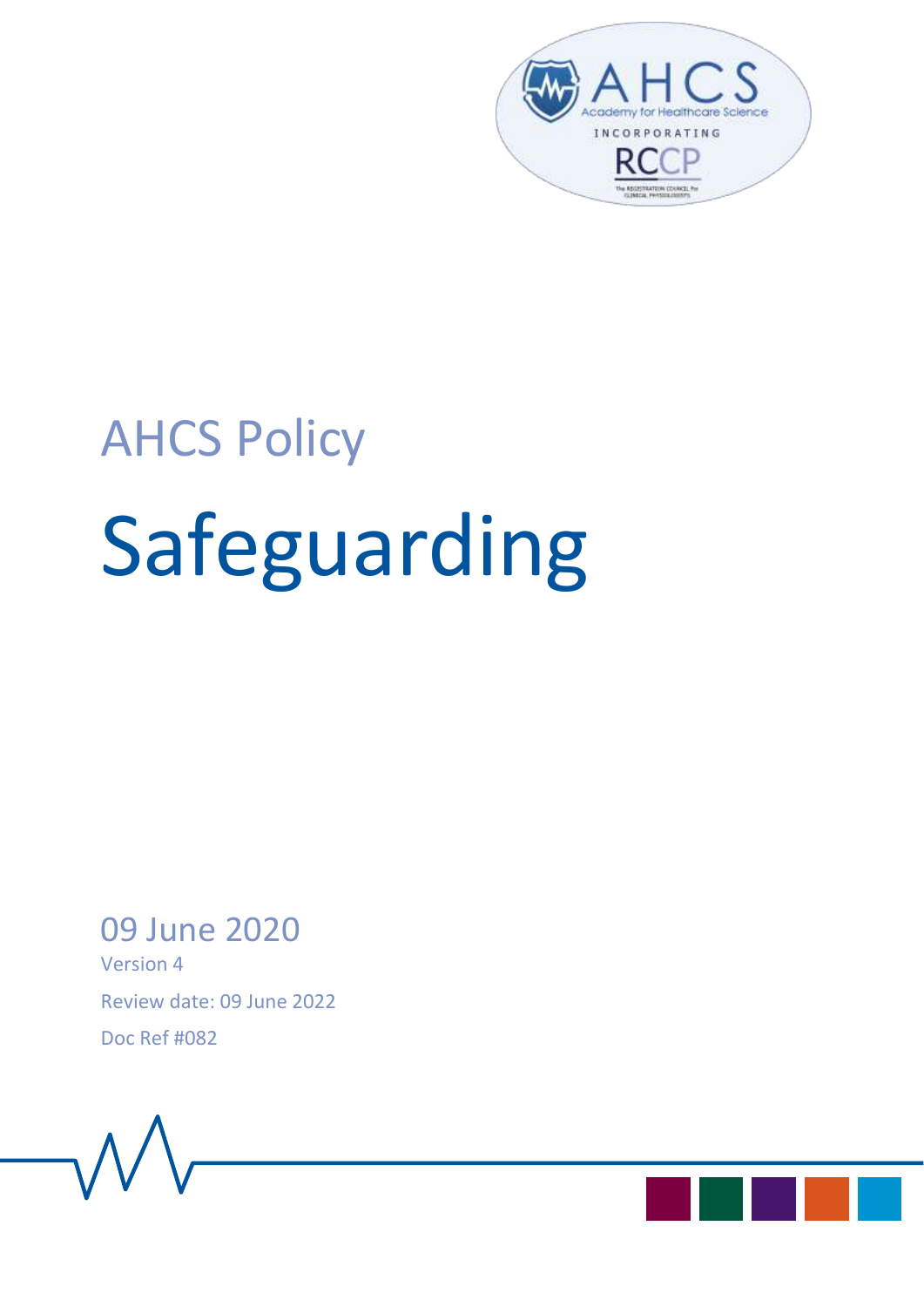AHCS Policy

# Safeguarding

09 June 2020

Version 4

Review date: 09 June 2022

Doc Ref #082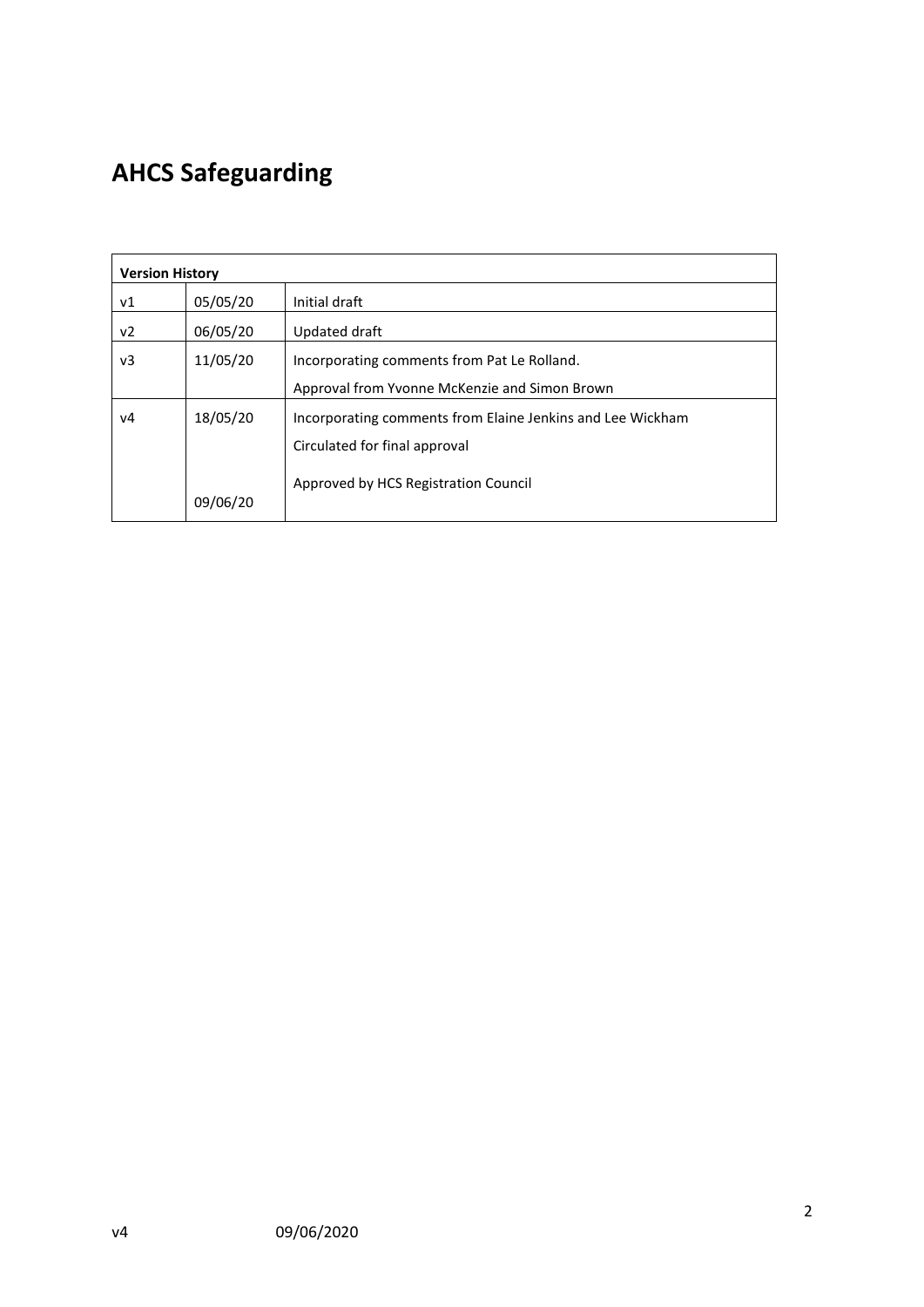# AHCS Safeguarding

| Version History | | |
|---|---|---|
| v1 | 05/05/20 | Initial draft |
| v2 | 06/05/20 | Updated draft |
| v3 | 11/05/20 | Incorporating comments from Pat Le Rolland.<br>Approval from Yvonne McKenzie and Simon Brown |
| v4 | 18/05/20<br><br>09/06/20 | Incorporating comments from Elaine Jenkins and Lee Wickham<br>Circulated for final approval<br><br>Approved by HCS Registration Council |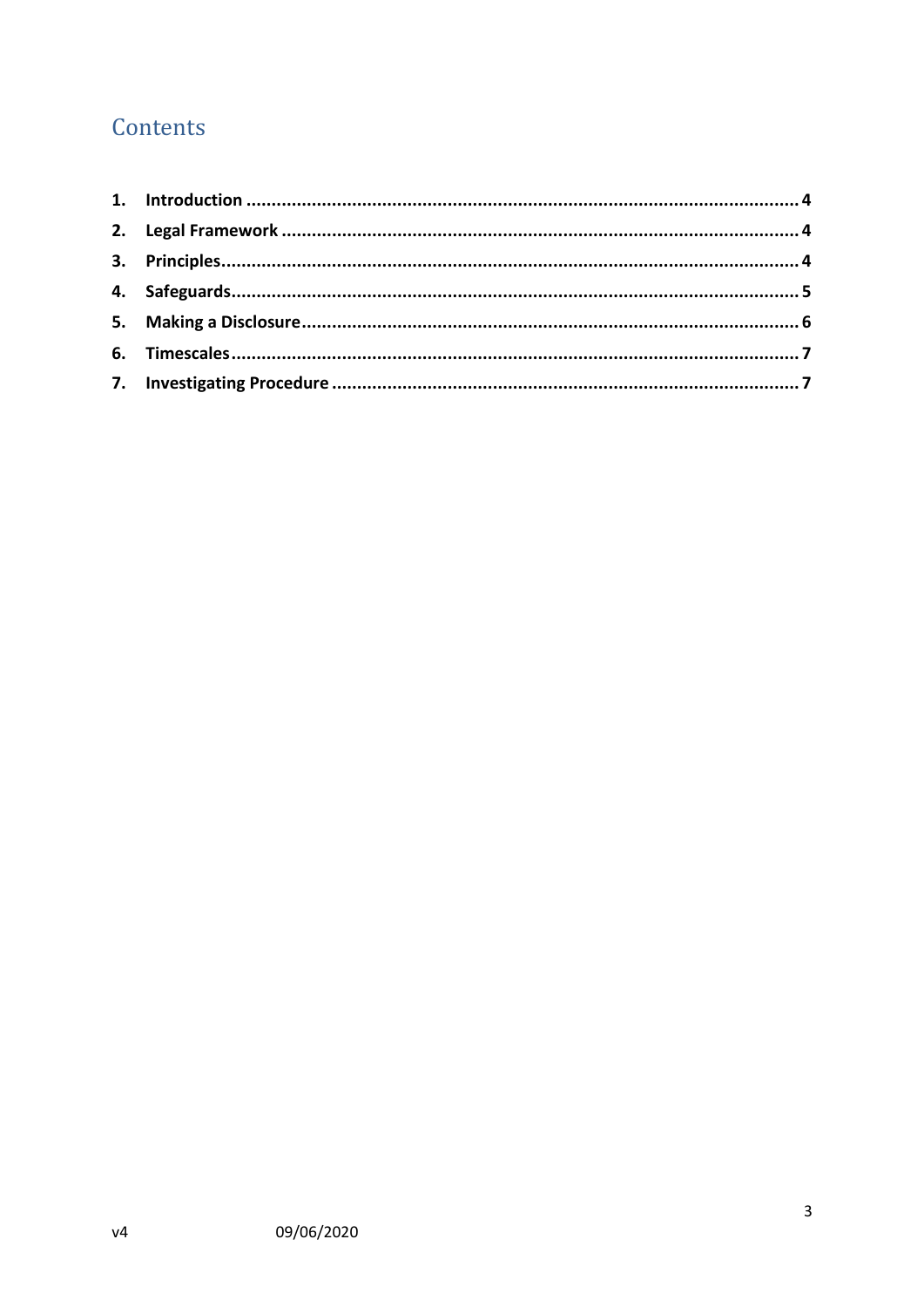# Contents

1. **Introduction** ........................................................................................................ 4
2. **Legal Framework** ................................................................................................ 4
3. **Principles** ............................................................................................................ 4
4. **Safeguards** ........................................................................................................... 5
5. **Making a Disclosure** ............................................................................................ 6
6. **Timescales** ........................................................................................................... 7
7. **Investigating Procedure** ...................................................................................... 7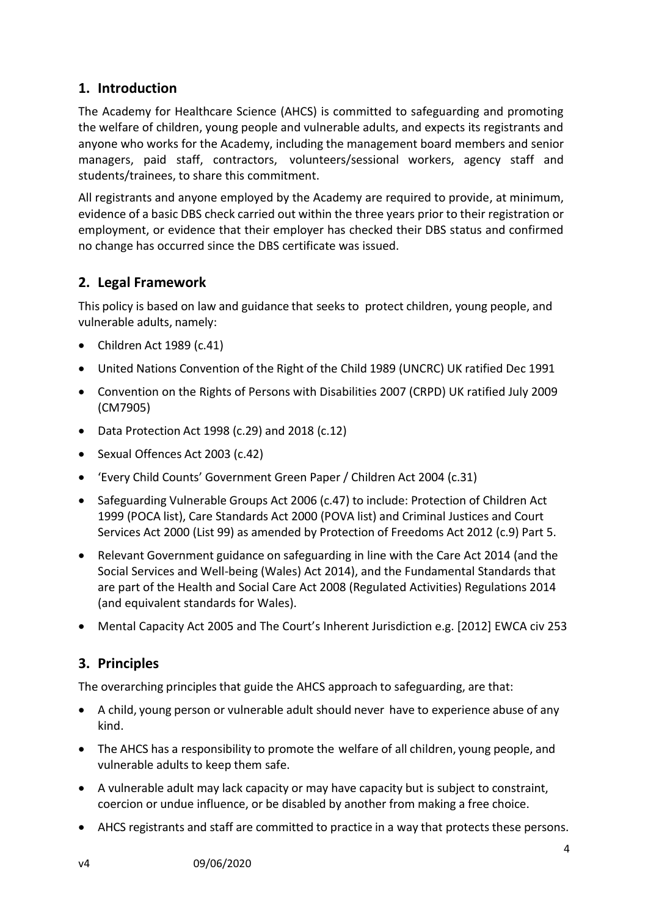## 1. Introduction

The Academy for Healthcare Science (AHCS) is committed to safeguarding and promoting the welfare of children, young people and vulnerable adults, and expects its registrants and anyone who works for the Academy, including the management board members and senior managers, paid staff, contractors, volunteers/sessional workers, agency staff and students/trainees, to share this commitment.

All registrants and anyone employed by the Academy are required to provide, at minimum, evidence of a basic DBS check carried out within the three years prior to their registration or employment, or evidence that their employer has checked their DBS status and confirmed no change has occurred since the DBS certificate was issued.

## 2. Legal Framework

This policy is based on law and guidance that seeks to protect children, young people, and vulnerable adults, namely:

- Children Act 1989 (c.41)
- United Nations Convention of the Right of the Child 1989 (UNCRC) UK ratified Dec 1991
- Convention on the Rights of Persons with Disabilities 2007 (CRPD) UK ratified July 2009 (CM7905)
- Data Protection Act 1998 (c.29) and 2018 (c.12)
- Sexual Offences Act 2003 (c.42)
- 'Every Child Counts' Government Green Paper / Children Act 2004 (c.31)
- Safeguarding Vulnerable Groups Act 2006 (c.47) to include: Protection of Children Act 1999 (POCA list), Care Standards Act 2000 (POVA list) and Criminal Justices and Court Services Act 2000 (List 99) as amended by Protection of Freedoms Act 2012 (c.9) Part 5.
- Relevant Government guidance on safeguarding in line with the Care Act 2014 (and the Social Services and Well-being (Wales) Act 2014), and the Fundamental Standards that are part of the Health and Social Care Act 2008 (Regulated Activities) Regulations 2014 (and equivalent standards for Wales).
- Mental Capacity Act 2005 and The Court's Inherent Jurisdiction e.g. [2012] EWCA civ 253

## 3. Principles

The overarching principles that guide the AHCS approach to safeguarding, are that:

- A child, young person or vulnerable adult should never have to experience abuse of any kind.
- The AHCS has a responsibility to promote the welfare of all children, young people, and vulnerable adults to keep them safe.
- A vulnerable adult may lack capacity or may have capacity but is subject to constraint, coercion or undue influence, or be disabled by another from making a free choice.
- AHCS registrants and staff are committed to practice in a way that protects these persons.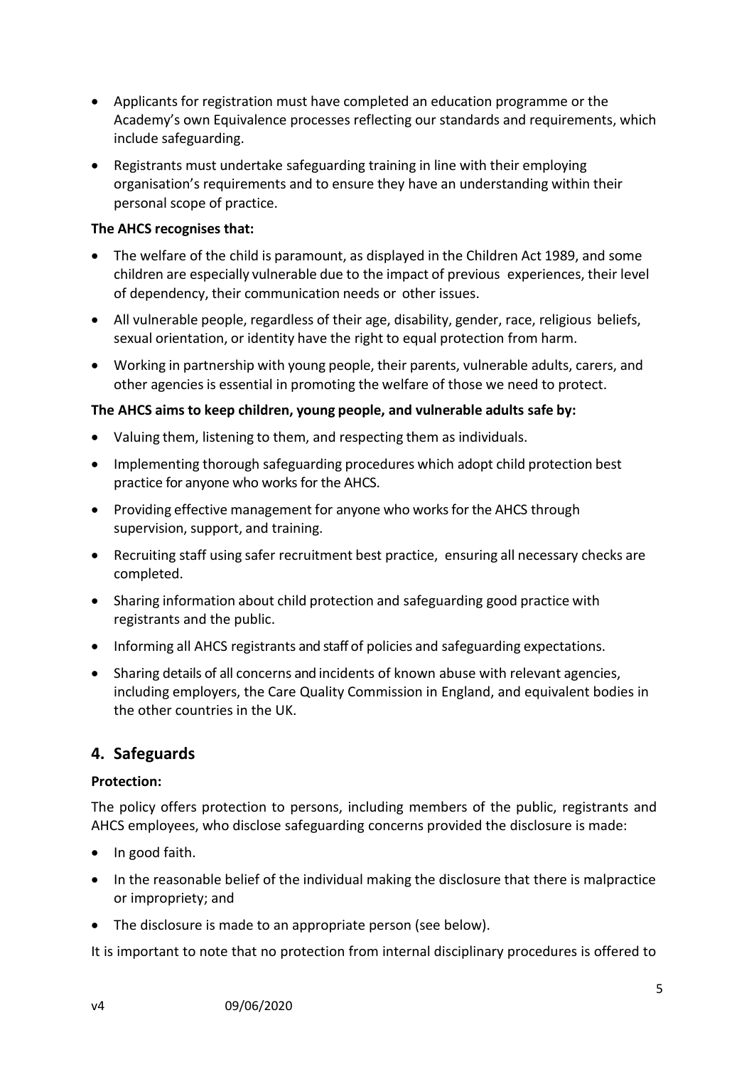- Applicants for registration must have completed an education programme or the Academy's own Equivalence processes reflecting our standards and requirements, which include safeguarding.
- Registrants must undertake safeguarding training in line with their employing organisation's requirements and to ensure they have an understanding within their personal scope of practice.

**The AHCS recognises that:**

- The welfare of the child is paramount, as displayed in the Children Act 1989, and some children are especially vulnerable due to the impact of previous experiences, their level of dependency, their communication needs or other issues.
- All vulnerable people, regardless of their age, disability, gender, race, religious beliefs, sexual orientation, or identity have the right to equal protection from harm.
- Working in partnership with young people, their parents, vulnerable adults, carers, and other agencies is essential in promoting the welfare of those we need to protect.

**The AHCS aims to keep children, young people, and vulnerable adults safe by:**

- Valuing them, listening to them, and respecting them as individuals.
- Implementing thorough safeguarding procedures which adopt child protection best practice for anyone who works for the AHCS.
- Providing effective management for anyone who works for the AHCS through supervision, support, and training.
- Recruiting staff using safer recruitment best practice, ensuring all necessary checks are completed.
- Sharing information about child protection and safeguarding good practice with registrants and the public.
- Informing all AHCS registrants and staff of policies and safeguarding expectations.
- Sharing details of all concerns and incidents of known abuse with relevant agencies, including employers, the Care Quality Commission in England, and equivalent bodies in the other countries in the UK.

## 4. Safeguards

**Protection:**

The policy offers protection to persons, including members of the public, registrants and AHCS employees, who disclose safeguarding concerns provided the disclosure is made:

- In good faith.
- In the reasonable belief of the individual making the disclosure that there is malpractice or impropriety; and
- The disclosure is made to an appropriate person (see below).

It is important to note that no protection from internal disciplinary procedures is offered to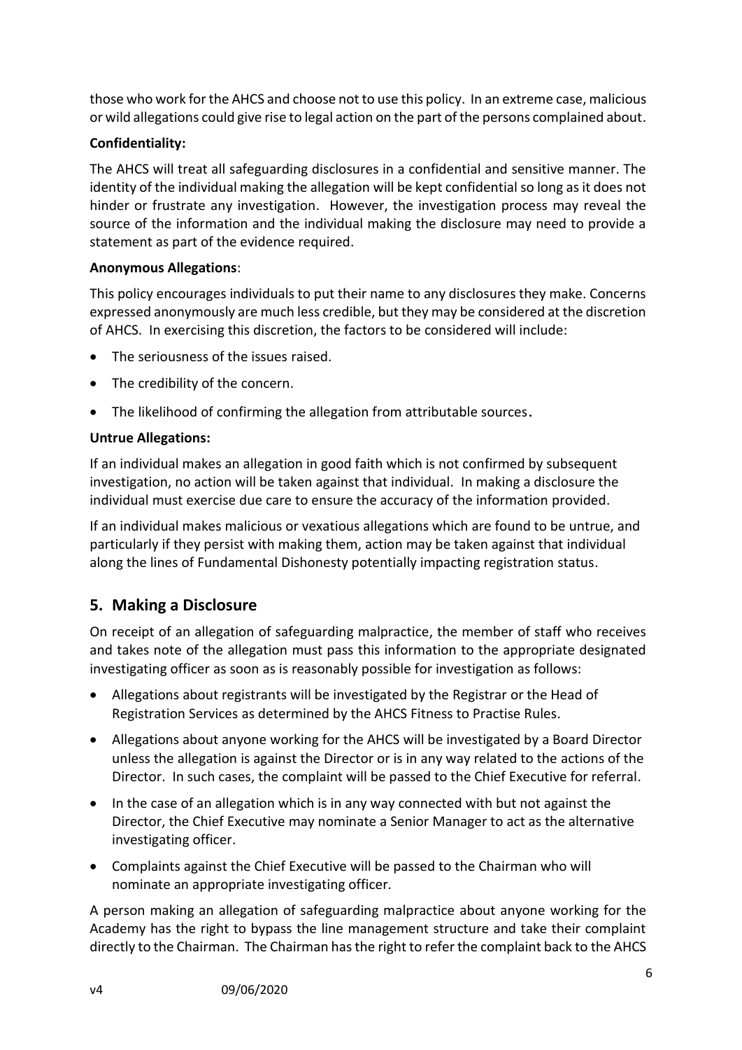those who work for the AHCS and choose not to use this policy. In an extreme case, malicious or wild allegations could give rise to legal action on the part of the persons complained about.

**Confidentiality:**

The AHCS will treat all safeguarding disclosures in a confidential and sensitive manner. The identity of the individual making the allegation will be kept confidential so long as it does not hinder or frustrate any investigation. However, the investigation process may reveal the source of the information and the individual making the disclosure may need to provide a statement as part of the evidence required.

**Anonymous Allegations**:

This policy encourages individuals to put their name to any disclosures they make. Concerns expressed anonymously are much less credible, but they may be considered at the discretion of AHCS. In exercising this discretion, the factors to be considered will include:

- The seriousness of the issues raised.
- The credibility of the concern.
- The likelihood of confirming the allegation from attributable sources.

**Untrue Allegations:**

If an individual makes an allegation in good faith which is not confirmed by subsequent investigation, no action will be taken against that individual. In making a disclosure the individual must exercise due care to ensure the accuracy of the information provided.

If an individual makes malicious or vexatious allegations which are found to be untrue, and particularly if they persist with making them, action may be taken against that individual along the lines of Fundamental Dishonesty potentially impacting registration status.

## 5. Making a Disclosure

On receipt of an allegation of safeguarding malpractice, the member of staff who receives and takes note of the allegation must pass this information to the appropriate designated investigating officer as soon as is reasonably possible for investigation as follows:

- Allegations about registrants will be investigated by the Registrar or the Head of Registration Services as determined by the AHCS Fitness to Practise Rules.
- Allegations about anyone working for the AHCS will be investigated by a Board Director unless the allegation is against the Director or is in any way related to the actions of the Director. In such cases, the complaint will be passed to the Chief Executive for referral.
- In the case of an allegation which is in any way connected with but not against the Director, the Chief Executive may nominate a Senior Manager to act as the alternative investigating officer.
- Complaints against the Chief Executive will be passed to the Chairman who will nominate an appropriate investigating officer.

A person making an allegation of safeguarding malpractice about anyone working for the Academy has the right to bypass the line management structure and take their complaint directly to the Chairman. The Chairman has the right to refer the complaint back to the AHCS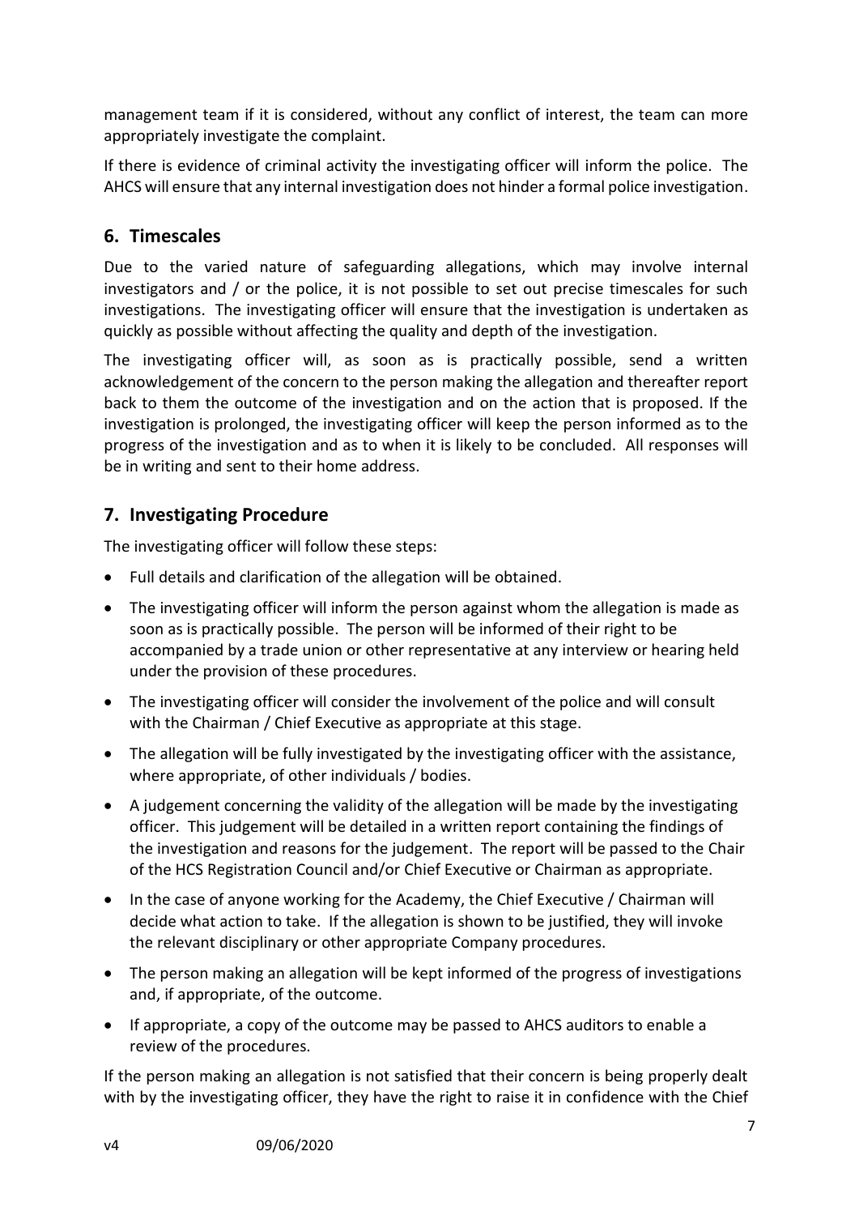management team if it is considered, without any conflict of interest, the team can more appropriately investigate the complaint.

If there is evidence of criminal activity the investigating officer will inform the police. The AHCS will ensure that any internal investigation does not hinder a formal police investigation.

## 6. Timescales

Due to the varied nature of safeguarding allegations, which may involve internal investigators and / or the police, it is not possible to set out precise timescales for such investigations. The investigating officer will ensure that the investigation is undertaken as quickly as possible without affecting the quality and depth of the investigation.

The investigating officer will, as soon as is practically possible, send a written acknowledgement of the concern to the person making the allegation and thereafter report back to them the outcome of the investigation and on the action that is proposed. If the investigation is prolonged, the investigating officer will keep the person informed as to the progress of the investigation and as to when it is likely to be concluded. All responses will be in writing and sent to their home address.

## 7. Investigating Procedure

The investigating officer will follow these steps:

- Full details and clarification of the allegation will be obtained.
- The investigating officer will inform the person against whom the allegation is made as soon as is practically possible. The person will be informed of their right to be accompanied by a trade union or other representative at any interview or hearing held under the provision of these procedures.
- The investigating officer will consider the involvement of the police and will consult with the Chairman / Chief Executive as appropriate at this stage.
- The allegation will be fully investigated by the investigating officer with the assistance, where appropriate, of other individuals / bodies.
- A judgement concerning the validity of the allegation will be made by the investigating officer. This judgement will be detailed in a written report containing the findings of the investigation and reasons for the judgement. The report will be passed to the Chair of the HCS Registration Council and/or Chief Executive or Chairman as appropriate.
- In the case of anyone working for the Academy, the Chief Executive / Chairman will decide what action to take. If the allegation is shown to be justified, they will invoke the relevant disciplinary or other appropriate Company procedures.
- The person making an allegation will be kept informed of the progress of investigations and, if appropriate, of the outcome.
- If appropriate, a copy of the outcome may be passed to AHCS auditors to enable a review of the procedures.

If the person making an allegation is not satisfied that their concern is being properly dealt with by the investigating officer, they have the right to raise it in confidence with the Chief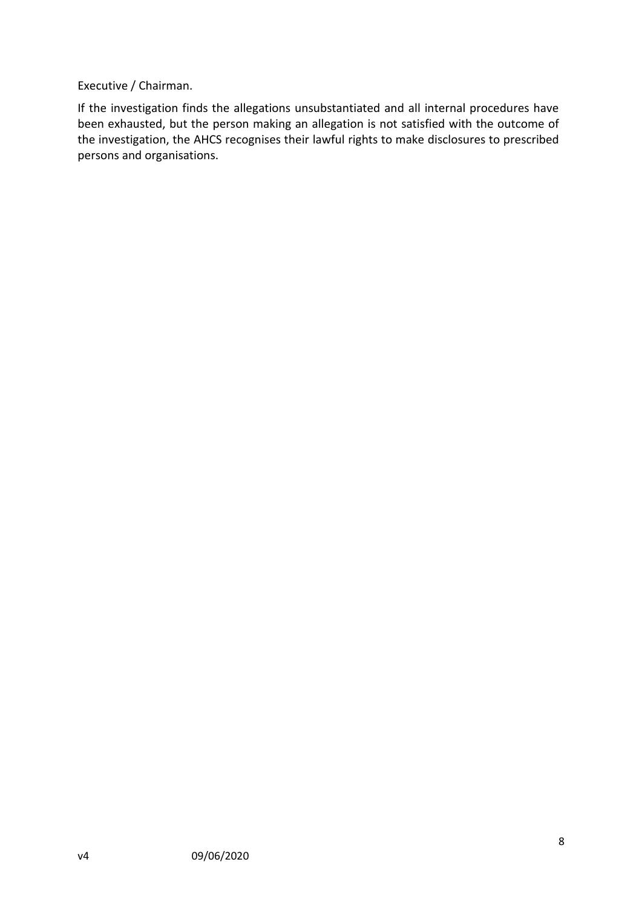Executive / Chairman.

If the investigation finds the allegations unsubstantiated and all internal procedures have been exhausted, but the person making an allegation is not satisfied with the outcome of the investigation, the AHCS recognises their lawful rights to make disclosures to prescribed persons and organisations.